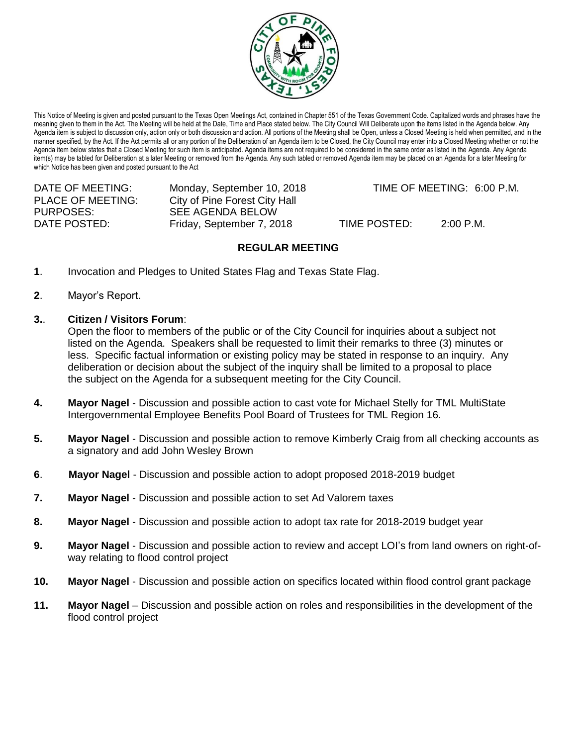This Notice of Meeting is given and posted pursuant to the Texas Open Meetings Act, contained in Chapter 551 of the Texas Government Code. Capitalized words and phrases have the meaning given to them in the Act. The Meeting will be held at the Date, Time and Place stated below. The City Council Will Deliberate upon the items listed in the Agenda below. Any Agenda item is subject to discussion only, action only or both discussion and action. All portions of the Meeting shall be Open, unless a Closed Meeting is held when permitted, and in the manner specified, by the Act. If the Act permits all or any portion of the Deliberation of an Agenda item to be Closed, the City Council may enter into a Closed Meeting whether or not the Agenda item below states that a Closed Meeting for such item is anticipated. Agenda items are not required to be considered in the same order as listed in the Agenda. Any Agenda item(s) may be tabled for Deliberation at a later Meeting or removed from the Agenda. Any such tabled or removed Agenda item may be placed on an Agenda for a later Meeting for which Notice has been given and posted pursuant to the Act

DATE OF MEETING: Monday, September 10, 2018 TIME OF MEETING: 6:00 P.M.
PLACE OF MEETING: City of Pine Forest City Hall
PURPOSES: SEE AGENDA BELOW
DATE POSTED: Friday, September 7, 2018 TIME POSTED: 2:00 P.M.

## REGULAR MEETING

**1**. Invocation and Pledges to United States Flag and Texas State Flag.

**2**. Mayor's Report.

**3.**. **Citizen / Visitors Forum**:
Open the floor to members of the public or of the City Council for inquiries about a subject not listed on the Agenda. Speakers shall be requested to limit their remarks to three (3) minutes or less. Specific factual information or existing policy may be stated in response to an inquiry. Any deliberation or decision about the subject of the inquiry shall be limited to a proposal to place the subject on the Agenda for a subsequent meeting for the City Council.

**4.** **Mayor Nagel** - Discussion and possible action to cast vote for Michael Stelly for TML MultiState Intergovernmental Employee Benefits Pool Board of Trustees for TML Region 16.

**5.** **Mayor Nagel** - Discussion and possible action to remove Kimberly Craig from all checking accounts as a signatory and add John Wesley Brown

**6**. **Mayor Nagel** - Discussion and possible action to adopt proposed 2018-2019 budget

**7.** **Mayor Nagel** - Discussion and possible action to set Ad Valorem taxes

**8.** **Mayor Nagel** - Discussion and possible action to adopt tax rate for 2018-2019 budget year

**9.** **Mayor Nagel** - Discussion and possible action to review and accept LOI's from land owners on right-of-way relating to flood control project

**10.** **Mayor Nagel** - Discussion and possible action on specifics located within flood control grant package

**11.** **Mayor Nagel** – Discussion and possible action on roles and responsibilities in the development of the flood control project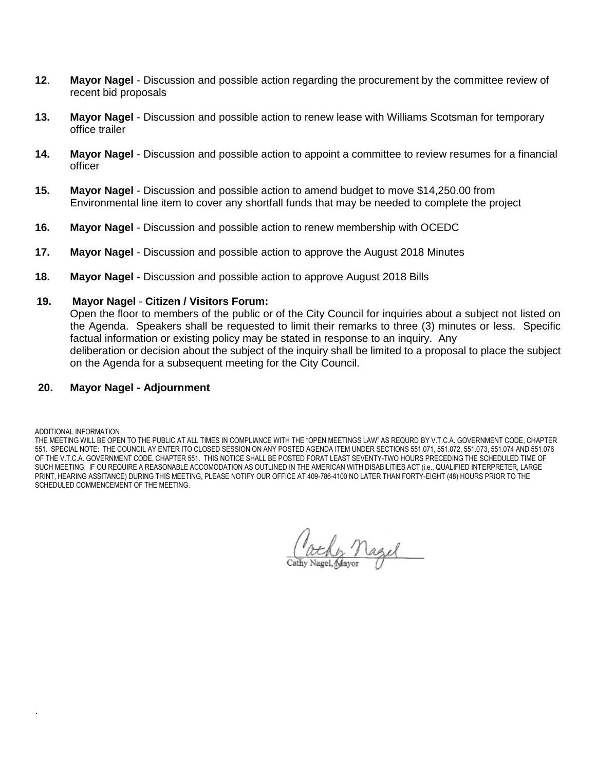**12**. **Mayor Nagel** - Discussion and possible action regarding the procurement by the committee review of recent bid proposals

**13.** **Mayor Nagel** - Discussion and possible action to renew lease with Williams Scotsman for temporary office trailer

**14.** **Mayor Nagel** - Discussion and possible action to appoint a committee to review resumes for a financial officer

**15.** **Mayor Nagel** - Discussion and possible action to amend budget to move $14,250.00 from Environmental line item to cover any shortfall funds that may be needed to complete the project

**16.** **Mayor Nagel** - Discussion and possible action to renew membership with OCEDC

**17.** **Mayor Nagel** - Discussion and possible action to approve the August 2018 Minutes

**18.** **Mayor Nagel** - Discussion and possible action to approve August 2018 Bills

**19.** **Mayor Nagel** - **Citizen / Visitors Forum:**
Open the floor to members of the public or of the City Council for inquiries about a subject not listed on the Agenda. Speakers shall be requested to limit their remarks to three (3) minutes or less. Specific factual information or existing policy may be stated in response to an inquiry. Any deliberation or decision about the subject of the inquiry shall be limited to a proposal to place the subject on the Agenda for a subsequent meeting for the City Council.

**20.** **Mayor Nagel - Adjournment**

ADDITIONAL INFORMATION
THE MEETING WILL BE OPEN TO THE PUBLIC AT ALL TIMES IN COMPLIANCE WITH THE "OPEN MEETINGS LAW" AS REQURD BY V.T.C.A. GOVERNMENT CODE, CHAPTER 551. SPECIAL NOTE: THE COUNCIL AY ENTER ITO CLOSED SESSION ON ANY POSTED AGENDA ITEM UNDER SECTIONS 551.071, 551.072, 551.073, 551.074 AND 551.076 OF THE V.T.C.A. GOVERNMENT CODE, CHAPTER 551. THIS NOTICE SHALL BE POSTED FORAT LEAST SEVENTY-TWO HOURS PRECEDING THE SCHEDULED TIME OF SUCH MEETING. IF OU REQUIRE A REASONABLE ACCOMODATION AS OUTLINED IN THE AMERICAN WITH DISABILITIES ACT (i.e., QUALIFIED INTERPRETER, LARGE PRINT, HEARING ASSITANCE) DURING THIS MEETING, PLEASE NOTIFY OUR OFFICE AT 409-786-4100 NO LATER THAN FORTY-EIGHT (48) HOURS PRIOR TO THE SCHEDULED COMMENCEMENT OF THE MEETING.

Cathy Nagel

Cathy Nagel, Mayor